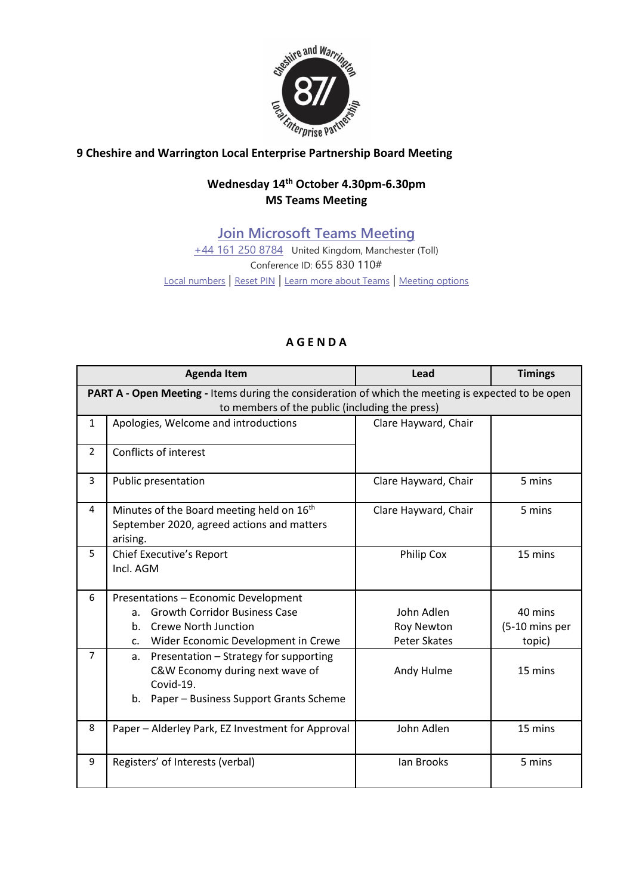**9 Cheshire and Warrington Local Enterprise Partnership Board Meeting**

**Wednesday 14th October 4.30pm-6.30pm**
**MS Teams Meeting**

## Join Microsoft Teams Meeting

+44 161 250 8784 United Kingdom, Manchester (Toll)
Conference ID: 655 830 110#
Local numbers | Reset PIN | Learn more about Teams | Meeting options

### A G E N D A

| | Agenda Item | Lead | Timings |
|---|---|---|---|
| **PART A - Open Meeting -** Items during the consideration of which the meeting is expected to be open to members of the public (including the press) | | | |
| 1 | Apologies, Welcome and introductions | Clare Hayward, Chair | |
| 2 | Conflicts of interest | | |
| 3 | Public presentation | Clare Hayward, Chair | 5 mins |
| 4 | Minutes of the Board meeting held on 16th September 2020, agreed actions and matters arising. | Clare Hayward, Chair | 5 mins |
| 5 | Chief Executive's Report<br>Incl. AGM | Philip Cox | 15 mins |
| 6 | Presentations – Economic Development<br>a. Growth Corridor Business Case<br>b. Crewe North Junction<br>c. Wider Economic Development in Crewe | John Adlen<br>Roy Newton<br>Peter Skates | 40 mins<br>(5-10 mins per topic) |
| 7 | a. Presentation – Strategy for supporting C&W Economy during next wave of Covid-19.<br>b. Paper – Business Support Grants Scheme | Andy Hulme | 15 mins |
| 8 | Paper – Alderley Park, EZ Investment for Approval | John Adlen | 15 mins |
| 9 | Registers' of Interests (verbal) | Ian Brooks | 5 mins |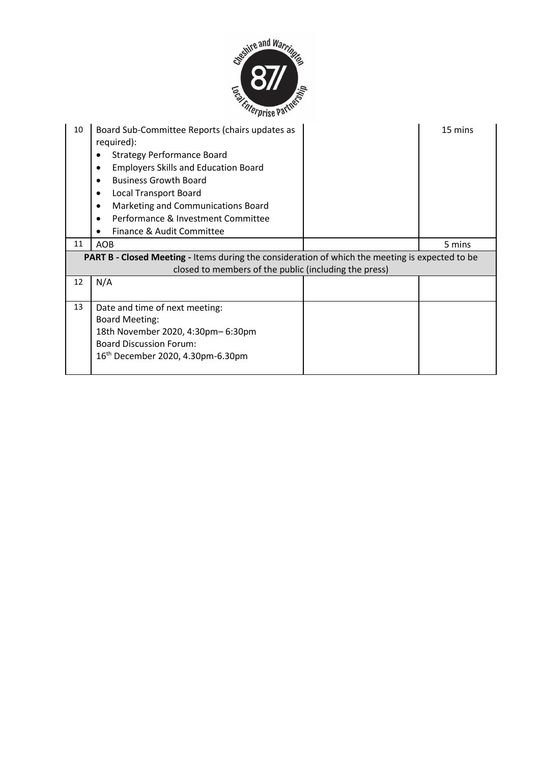| | | | |
|---|---|---|---|
| 10 | Board Sub-Committee Reports (chairs updates as required):<br>• Strategy Performance Board<br>• Employers Skills and Education Board<br>• Business Growth Board<br>• Local Transport Board<br>• Marketing and Communications Board<br>• Performance & Investment Committee<br>• Finance & Audit Committee | | 15 mins |
| 11 | AOB | | 5 mins |
| **PART B - Closed Meeting -** Items during the consideration of which the meeting is expected to be closed to members of the public (including the press) | | | |
| 12 | N/A | | |
| 13 | Date and time of next meeting:<br>Board Meeting:<br>18th November 2020, 4:30pm– 6:30pm<br>Board Discussion Forum:<br>16th December 2020, 4.30pm-6.30pm | | |